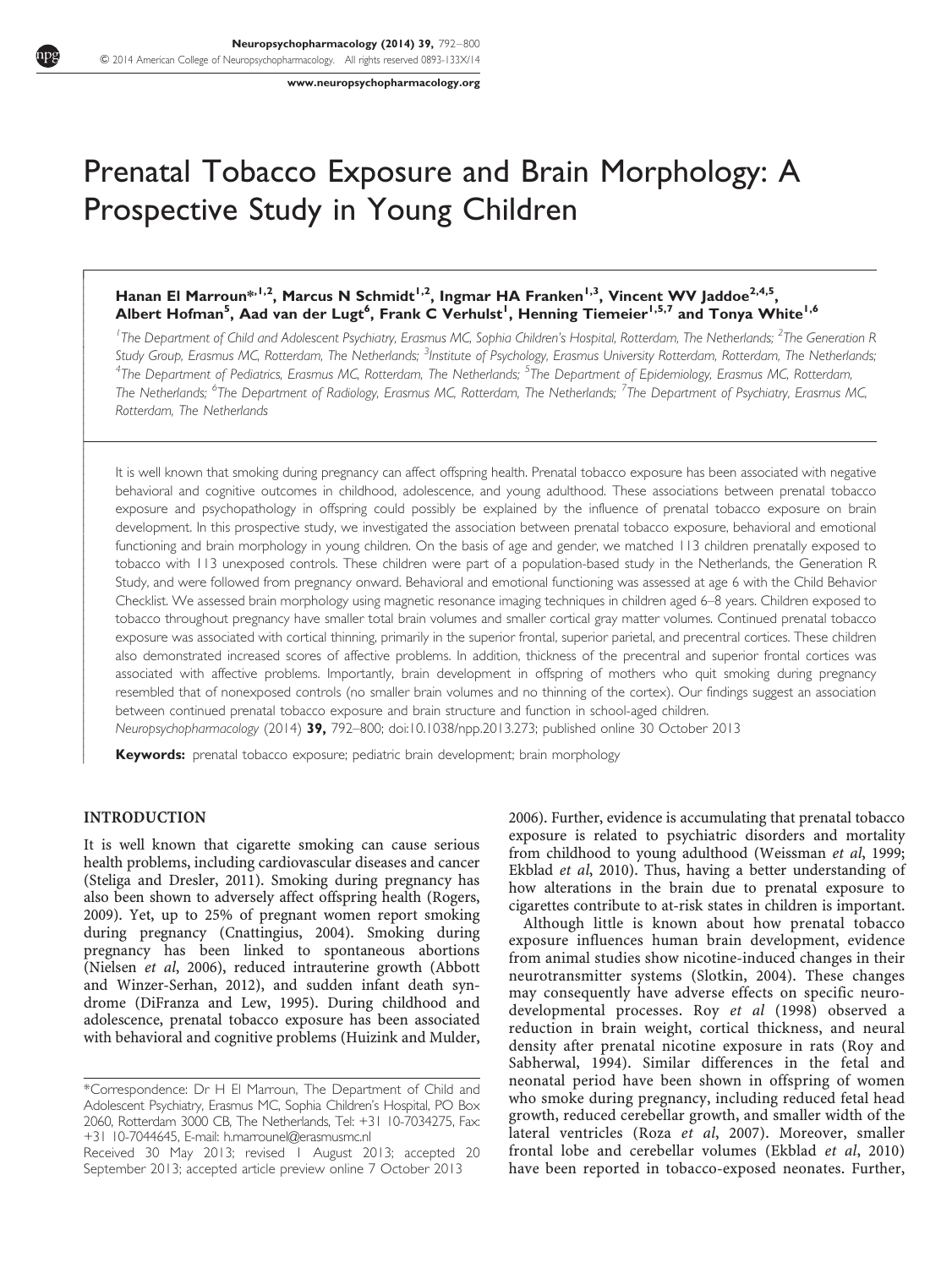# Prenatal Tobacco Exposure and Brain Morphology: A Prospective Study in Young Children

**Hanan El Marroun*,[1,2], Marcus N Schmidt[1,2], Ingmar HA Franken[1,3], Vincent WV Jaddoe[2,4,5], Albert Hofman[5], Aad van der Lugt[6], Frank C Verhulst[1], Henning Tiemeier[1,5,7] and Tonya White[1,6]**

[1]The Department of Child and Adolescent Psychiatry, Erasmus MC, Sophia Children's Hospital, Rotterdam, The Netherlands; [2]The Generation R Study Group, Erasmus MC, Rotterdam, The Netherlands; [3]Institute of Psychology, Erasmus University Rotterdam, Rotterdam, The Netherlands; [4]The Department of Pediatrics, Erasmus MC, Rotterdam, The Netherlands; [5]The Department of Epidemiology, Erasmus MC, Rotterdam, The Netherlands; [6]The Department of Radiology, Erasmus MC, Rotterdam, The Netherlands; [7]The Department of Psychiatry, Erasmus MC, Rotterdam, The Netherlands

It is well known that smoking during pregnancy can affect offspring health. Prenatal tobacco exposure has been associated with negative behavioral and cognitive outcomes in childhood, adolescence, and young adulthood. These associations between prenatal tobacco exposure and psychopathology in offspring could possibly be explained by the influence of prenatal tobacco exposure on brain development. In this prospective study, we investigated the association between prenatal tobacco exposure, behavioral and emotional functioning and brain morphology in young children. On the basis of age and gender, we matched 113 children prenatally exposed to tobacco with 113 unexposed controls. These children were part of a population-based study in the Netherlands, the Generation R Study, and were followed from pregnancy onward. Behavioral and emotional functioning was assessed at age 6 with the Child Behavior Checklist. We assessed brain morphology using magnetic resonance imaging techniques in children aged 6–8 years. Children exposed to tobacco throughout pregnancy have smaller total brain volumes and smaller cortical gray matter volumes. Continued prenatal tobacco exposure was associated with cortical thinning, primarily in the superior frontal, superior parietal, and precentral cortices. These children also demonstrated increased scores of affective problems. In addition, thickness of the precentral and superior frontal cortices was associated with affective problems. Importantly, brain development in offspring of mothers who quit smoking during pregnancy resembled that of nonexposed controls (no smaller brain volumes and no thinning of the cortex). Our findings suggest an association between continued prenatal tobacco exposure and brain structure and function in school-aged children.

*Neuropsychopharmacology* (2014) **39,** 792–800; doi:10.1038/npp.2013.273; published online 30 October 2013

**Keywords:** prenatal tobacco exposure; pediatric brain development; brain morphology

## INTRODUCTION

It is well known that cigarette smoking can cause serious health problems, including cardiovascular diseases and cancer (Steliga and Dresler, 2011). Smoking during pregnancy has also been shown to adversely affect offspring health (Rogers, 2009). Yet, up to 25% of pregnant women report smoking during pregnancy (Cnattingius, 2004). Smoking during pregnancy has been linked to spontaneous abortions (Nielsen *et al*, 2006), reduced intrauterine growth (Abbott and Winzer-Serhan, 2012), and sudden infant death syndrome (DiFranza and Lew, 1995). During childhood and adolescence, prenatal tobacco exposure has been associated with behavioral and cognitive problems (Huizink and Mulder, 2006). Further, evidence is accumulating that prenatal tobacco exposure is related to psychiatric disorders and mortality from childhood to young adulthood (Weissman *et al*, 1999; Ekblad *et al*, 2010). Thus, having a better understanding of how alterations in the brain due to prenatal exposure to cigarettes contribute to at-risk states in children is important.

Although little is known about how prenatal tobacco exposure influences human brain development, evidence from animal studies show nicotine-induced changes in their neurotransmitter systems (Slotkin, 2004). These changes may consequently have adverse effects on specific neurodevelopmental processes. Roy *et al* (1998) observed a reduction in brain weight, cortical thickness, and neural density after prenatal nicotine exposure in rats (Roy and Sabherwal, 1994). Similar differences in the fetal and neonatal period have been shown in offspring of women who smoke during pregnancy, including reduced fetal head growth, reduced cerebellar growth, and smaller width of the lateral ventricles (Roza *et al*, 2007). Moreover, smaller frontal lobe and cerebellar volumes (Ekblad *et al*, 2010) have been reported in tobacco-exposed neonates. Further,

*Correspondence: Dr H El Marroun, The Department of Child and Adolescent Psychiatry, Erasmus MC, Sophia Children's Hospital, PO Box 2060, Rotterdam 3000 CB, The Netherlands, Tel: +31 10-7034275, Fax: +31 10-7044645, E-mail: h.marroun@erasmusmc.nl

Received 30 May 2013; revised 1 August 2013; accepted 20 September 2013; accepted article preview online 7 October 2013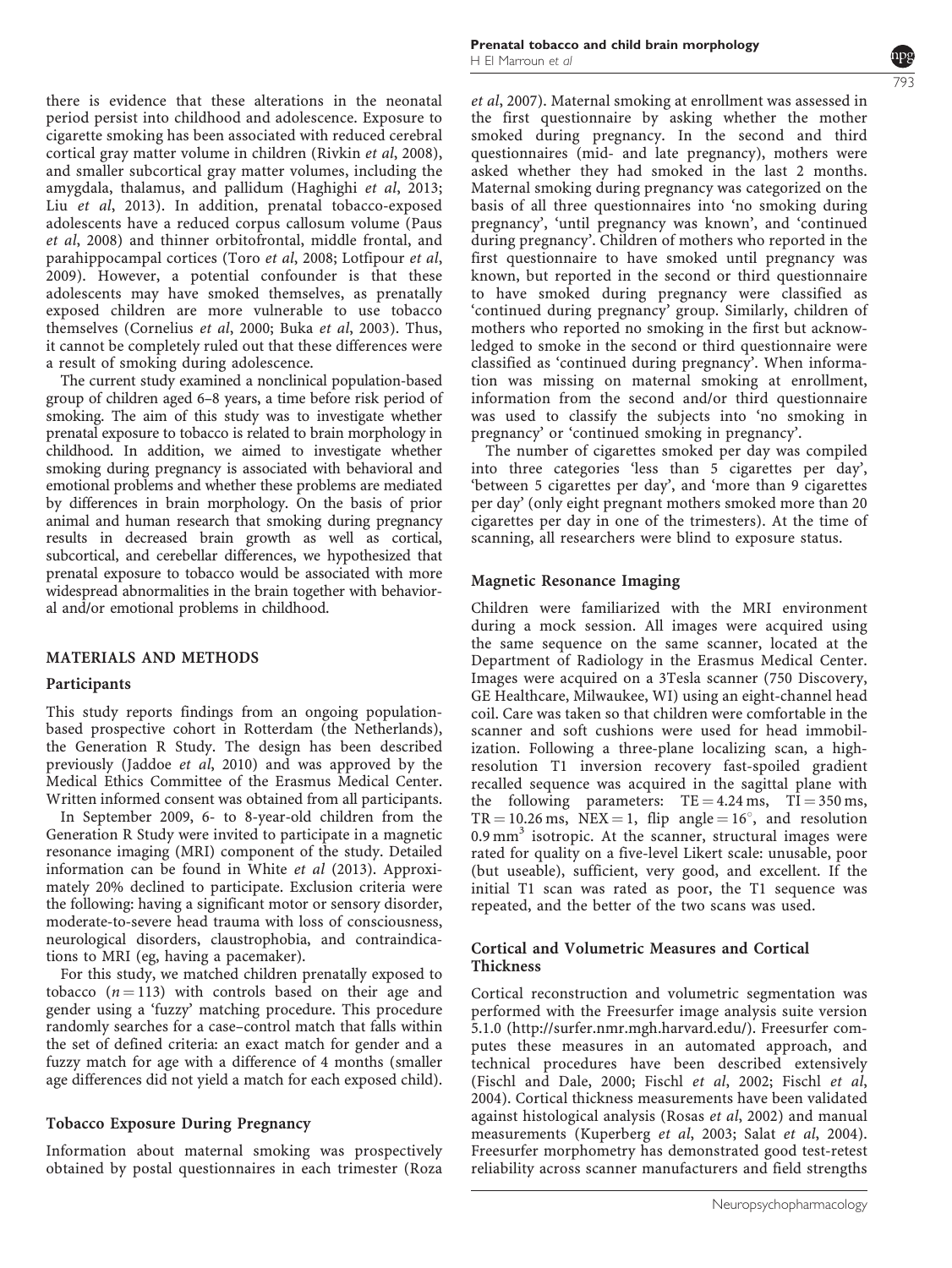there is evidence that these alterations in the neonatal period persist into childhood and adolescence. Exposure to cigarette smoking has been associated with reduced cerebral cortical gray matter volume in children (Rivkin *et al*, 2008), and smaller subcortical gray matter volumes, including the amygdala, thalamus, and pallidum (Haghighi *et al*, 2013; Liu *et al*, 2013). In addition, prenatal tobacco-exposed adolescents have a reduced corpus callosum volume (Paus *et al*, 2008) and thinner orbitofrontal, middle frontal, and parahippocampal cortices (Toro *et al*, 2008; Lotfipour *et al*, 2009). However, a potential confounder is that these adolescents may have smoked themselves, as prenatally exposed children are more vulnerable to use tobacco themselves (Cornelius *et al*, 2000; Buka *et al*, 2003). Thus, it cannot be completely ruled out that these differences were a result of smoking during adolescence.

The current study examined a nonclinical population-based group of children aged 6–8 years, a time before risk period of smoking. The aim of this study was to investigate whether prenatal exposure to tobacco is related to brain morphology in childhood. In addition, we aimed to investigate whether smoking during pregnancy is associated with behavioral and emotional problems and whether these problems are mediated by differences in brain morphology. On the basis of prior animal and human research that smoking during pregnancy results in decreased brain growth as well as cortical, subcortical, and cerebellar differences, we hypothesized that prenatal exposure to tobacco would be associated with more widespread abnormalities in the brain together with behavioral and/or emotional problems in childhood.

## MATERIALS AND METHODS

### Participants

This study reports findings from an ongoing population-based prospective cohort in Rotterdam (the Netherlands), the Generation R Study. The design has been described previously (Jaddoe *et al*, 2010) and was approved by the Medical Ethics Committee of the Erasmus Medical Center. Written informed consent was obtained from all participants.

In September 2009, 6- to 8-year-old children from the Generation R Study were invited to participate in a magnetic resonance imaging (MRI) component of the study. Detailed information can be found in White *et al* (2013). Approximately 20% declined to participate. Exclusion criteria were the following: having a significant motor or sensory disorder, moderate-to-severe head trauma with loss of consciousness, neurological disorders, claustrophobia, and contraindications to MRI (eg, having a pacemaker).

For this study, we matched children prenatally exposed to tobacco ($n = 113$) with controls based on their age and gender using a 'fuzzy' matching procedure. This procedure randomly searches for a case–control match that falls within the set of defined criteria: an exact match for gender and a fuzzy match for age with a difference of 4 months (smaller age differences did not yield a match for each exposed child).

### Tobacco Exposure During Pregnancy

Information about maternal smoking was prospectively obtained by postal questionnaires in each trimester (Roza *et al*, 2007). Maternal smoking at enrollment was assessed in the first questionnaire by asking whether the mother smoked during pregnancy. In the second and third questionnaires (mid- and late pregnancy), mothers were asked whether they had smoked in the last 2 months. Maternal smoking during pregnancy was categorized on the basis of all three questionnaires into 'no smoking during pregnancy', 'until pregnancy was known', and 'continued during pregnancy'. Children of mothers who reported in the first questionnaire to have smoked until pregnancy was known, but reported in the second or third questionnaire to have smoked during pregnancy were classified as 'continued during pregnancy' group. Similarly, children of mothers who reported no smoking in the first but acknowledged to smoke in the second or third questionnaire were classified as 'continued during pregnancy'. When information was missing on maternal smoking at enrollment, information from the second and/or third questionnaire was used to classify the subjects into 'no smoking in pregnancy' or 'continued smoking in pregnancy'.

The number of cigarettes smoked per day was compiled into three categories 'less than 5 cigarettes per day', 'between 5 cigarettes per day', and 'more than 9 cigarettes per day' (only eight pregnant mothers smoked more than 20 cigarettes per day in one of the trimesters). At the time of scanning, all researchers were blind to exposure status.

### Magnetic Resonance Imaging

Children were familiarized with the MRI environment during a mock session. All images were acquired using the same sequence on the same scanner, located at the Department of Radiology in the Erasmus Medical Center. Images were acquired on a 3Tesla scanner (750 Discovery, GE Healthcare, Milwaukee, WI) using an eight-channel head coil. Care was taken so that children were comfortable in the scanner and soft cushions were used for head immobilization. Following a three-plane localizing scan, a high-resolution T1 inversion recovery fast-spoiled gradient recalled sequence was acquired in the sagittal plane with the following parameters: $TE = 4.24$ ms, $TI = 350$ ms, $TR = 10.26$ ms, $NEX = 1$, flip angle $= 16°$, and resolution $0.9\ mm^3$ isotropic. At the scanner, structural images were rated for quality on a five-level Likert scale: unusable, poor (but useable), sufficient, very good, and excellent. If the initial T1 scan was rated as poor, the T1 sequence was repeated, and the better of the two scans was used.

### Cortical and Volumetric Measures and Cortical Thickness

Cortical reconstruction and volumetric segmentation was performed with the Freesurfer image analysis suite version 5.1.0 (http://surfer.nmr.mgh.harvard.edu/). Freesurfer computes these measures in an automated approach, and technical procedures have been described extensively (Fischl and Dale, 2000; Fischl *et al*, 2002; Fischl *et al*, 2004). Cortical thickness measurements have been validated against histological analysis (Rosas *et al*, 2002) and manual measurements (Kuperberg *et al*, 2003; Salat *et al*, 2004). Freesurfer morphometry has demonstrated good test-retest reliability across scanner manufacturers and field strengths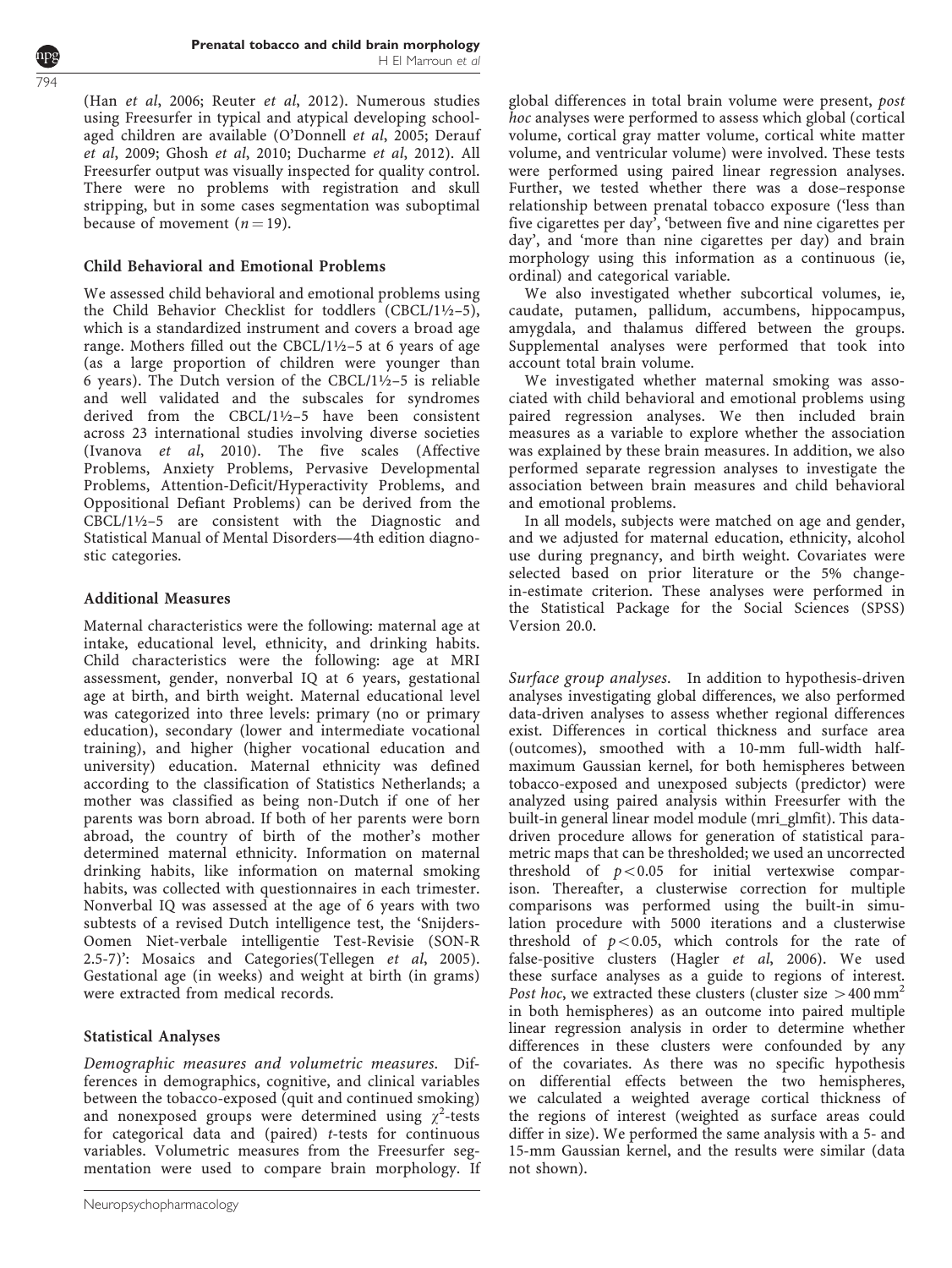(Han *et al*, 2006; Reuter *et al*, 2012). Numerous studies using Freesurfer in typical and atypical developing school-aged children are available (O'Donnell *et al*, 2005; Derauf *et al*, 2009; Ghosh *et al*, 2010; Ducharme *et al*, 2012). All Freesurfer output was visually inspected for quality control. There were no problems with registration and skull stripping, but in some cases segmentation was suboptimal because of movement ($n = 19$).

### Child Behavioral and Emotional Problems

We assessed child behavioral and emotional problems using the Child Behavior Checklist for toddlers (CBCL/1½–5), which is a standardized instrument and covers a broad age range. Mothers filled out the CBCL/1½–5 at 6 years of age (as a large proportion of children were younger than 6 years). The Dutch version of the CBCL/1½–5 is reliable and well validated and the subscales for syndromes derived from the CBCL/1½–5 have been consistent across 23 international studies involving diverse societies (Ivanova *et al*, 2010). The five scales (Affective Problems, Anxiety Problems, Pervasive Developmental Problems, Attention-Deficit/Hyperactivity Problems, and Oppositional Defiant Problems) can be derived from the CBCL/1½–5 are consistent with the Diagnostic and Statistical Manual of Mental Disorders—4th edition diagnostic categories.

### Additional Measures

Maternal characteristics were the following: maternal age at intake, educational level, ethnicity, and drinking habits. Child characteristics were the following: age at MRI assessment, gender, nonverbal IQ at 6 years, gestational age at birth, and birth weight. Maternal educational level was categorized into three levels: primary (no or primary education), secondary (lower and intermediate vocational training), and higher (higher vocational education and university) education. Maternal ethnicity was defined according to the classification of Statistics Netherlands; a mother was classified as being non-Dutch if one of her parents was born abroad. If both of her parents were born abroad, the country of birth of the mother's mother determined maternal ethnicity. Information on maternal drinking habits, like information on maternal smoking habits, was collected with questionnaires in each trimester. Nonverbal IQ was assessed at the age of 6 years with two subtests of a revised Dutch intelligence test, the 'Snijders-Oomen Niet-verbale intelligentie Test-Revisie (SON-R 2.5-7)': Mosaics and Categories(Tellegen *et al*, 2005). Gestational age (in weeks) and weight at birth (in grams) were extracted from medical records.

### Statistical Analyses

*Demographic measures and volumetric measures.* Differences in demographics, cognitive, and clinical variables between the tobacco-exposed (quit and continued smoking) and nonexposed groups were determined using $\chi^2$-tests for categorical data and (paired) *t*-tests for continuous variables. Volumetric measures from the Freesurfer segmentation were used to compare brain morphology. If global differences in total brain volume were present, *post hoc* analyses were performed to assess which global (cortical volume, cortical gray matter volume, cortical white matter volume, and ventricular volume) were involved. These tests were performed using paired linear regression analyses. Further, we tested whether there was a dose–response relationship between prenatal tobacco exposure ('less than five cigarettes per day', 'between five and nine cigarettes per day', and 'more than nine cigarettes per day) and brain morphology using this information as a continuous (ie, ordinal) and categorical variable.

We also investigated whether subcortical volumes, ie, caudate, putamen, pallidum, accumbens, hippocampus, amygdala, and thalamus differed between the groups. Supplemental analyses were performed that took into account total brain volume.

We investigated whether maternal smoking was associated with child behavioral and emotional problems using paired regression analyses. We then included brain measures as a variable to explore whether the association was explained by these brain measures. In addition, we also performed separate regression analyses to investigate the association between brain measures and child behavioral and emotional problems.

In all models, subjects were matched on age and gender, and we adjusted for maternal education, ethnicity, alcohol use during pregnancy, and birth weight. Covariates were selected based on prior literature or the 5% change-in-estimate criterion. These analyses were performed in the Statistical Package for the Social Sciences (SPSS) Version 20.0.

*Surface group analyses.* In addition to hypothesis-driven analyses investigating global differences, we also performed data-driven analyses to assess whether regional differences exist. Differences in cortical thickness and surface area (outcomes), smoothed with a 10-mm full-width half-maximum Gaussian kernel, for both hemispheres between tobacco-exposed and unexposed subjects (predictor) were analyzed using paired analysis within Freesurfer with the built-in general linear model module (mri_glmfit). This data-driven procedure allows for generation of statistical parametric maps that can be thresholded; we used an uncorrected threshold of $p < 0.05$ for initial vertexwise comparison. Thereafter, a clusterwise correction for multiple comparisons was performed using the built-in simulation procedure with 5000 iterations and a clusterwise threshold of $p < 0.05$, which controls for the rate of false-positive clusters (Hagler *et al*, 2006). We used these surface analyses as a guide to regions of interest. *Post hoc*, we extracted these clusters (cluster size $> 400\,\text{mm}^2$ in both hemispheres) as an outcome into paired multiple linear regression analysis in order to determine whether differences in these clusters were confounded by any of the covariates. As there was no specific hypothesis on differential effects between the two hemispheres, we calculated a weighted average cortical thickness of the regions of interest (weighted as surface areas could differ in size). We performed the same analysis with a 5- and 15-mm Gaussian kernel, and the results were similar (data not shown).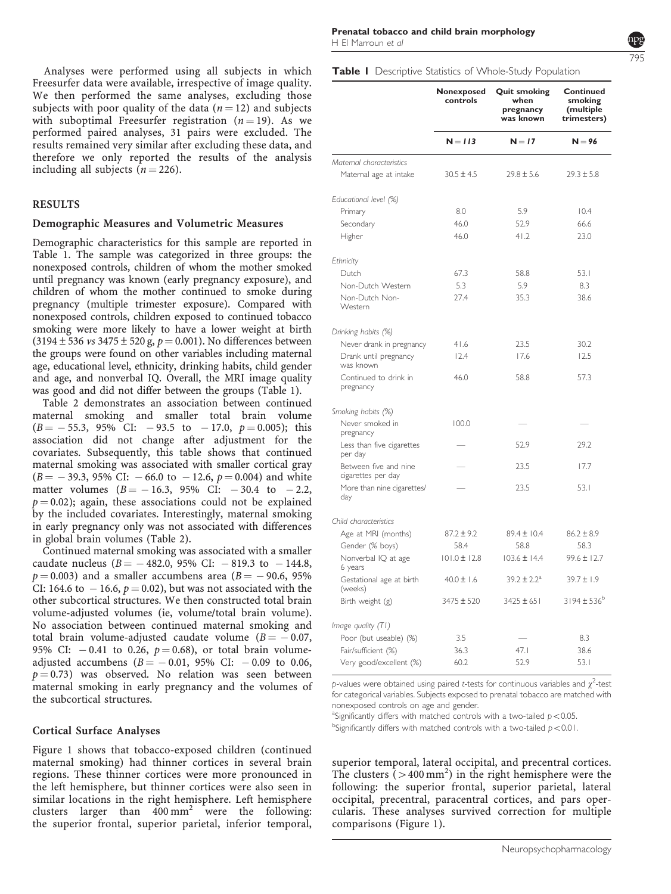Analyses were performed using all subjects in which Freesurfer data were available, irrespective of image quality. We then performed the same analyses, excluding those subjects with poor quality of the data ($n = 12$) and subjects with suboptimal Freesurfer registration ($n = 19$). As we performed paired analyses, 31 pairs were excluded. The results remained very similar after excluding these data, and therefore we only reported the results of the analysis including all subjects ($n = 226$).

## RESULTS

### Demographic Measures and Volumetric Measures

Demographic characteristics for this sample are reported in Table 1. The sample was categorized in three groups: the nonexposed controls, children of whom the mother smoked until pregnancy was known (early pregnancy exposure), and children of whom the mother continued to smoke during pregnancy (multiple trimester exposure). Compared with nonexposed controls, children exposed to continued tobacco smoking were more likely to have a lower weight at birth (3194 ± 536 *vs* 3475 ± 520 g, $p = 0.001$). No differences between the groups were found on other variables including maternal age, educational level, ethnicity, drinking habits, child gender and age, and nonverbal IQ. Overall, the MRI image quality was good and did not differ between the groups (Table 1).

Table 2 demonstrates an association between continued maternal smoking and smaller total brain volume ($B = -55.3$, 95% CI: $-93.5$ to $-17.0$, $p = 0.005$); this association did not change after adjustment for the covariates. Subsequently, this table shows that continued maternal smoking was associated with smaller cortical gray ($B = -39.3$, 95% CI: $-66.0$ to $-12.6$, $p = 0.004$) and white matter volumes ($B = -16.3$, 95% CI: $-30.4$ to $-2.2$, $p = 0.02$); again, these associations could not be explained by the included covariates. Interestingly, maternal smoking in early pregnancy only was not associated with differences in global brain volumes (Table 2).

Continued maternal smoking was associated with a smaller caudate nucleus ($B = -482.0$, 95% CI: $-819.3$ to $-144.8$, $p = 0.003$) and a smaller accumbens area ($B = -90.6$, 95% CI: 164.6 to $-16.6$, $p = 0.02$), but was not associated with the other subcortical structures. We then constructed total brain volume-adjusted volumes (ie, volume/total brain volume). No association between continued maternal smoking and total brain volume-adjusted caudate volume ($B = -0.07$, 95% CI: $-0.41$ to 0.26, $p = 0.68$), or total brain volume-adjusted accumbens ($B = -0.01$, 95% CI: $-0.09$ to 0.06, $p = 0.73$) was observed. No relation was seen between maternal smoking in early pregnancy and the volumes of the subcortical structures.

### Cortical Surface Analyses

Figure 1 shows that tobacco-exposed children (continued maternal smoking) had thinner cortices in several brain regions. These thinner cortices were more pronounced in the left hemisphere, but thinner cortices were also seen in similar locations in the right hemisphere. Left hemisphere clusters larger than 400 mm$^2$ were the following: the superior frontal, superior parietal, inferior temporal, superior temporal, lateral occipital, and precentral cortices. The clusters (> 400 mm$^2$) in the right hemisphere were the following: the superior frontal, superior parietal, lateral occipital, precentral, paracentral cortices, and pars opercularis. These analyses survived correction for multiple comparisons (Figure 1).

**Table 1** Descriptive Statistics of Whole-Study Population

| | Nonexposed controls | Quit smoking when pregnancy was known | Continued smoking (multiple trimesters) |
|---|---|---|---|
| | *N = 113* | *N = 17* | *N = 96* |
| *Maternal characteristics* | | | |
| Maternal age at intake | 30.5 ± 4.5 | 29.8 ± 5.6 | 29.3 ± 5.8 |
| *Educational level (%)* | | | |
| Primary | 8.0 | 5.9 | 10.4 |
| Secondary | 46.0 | 52.9 | 66.6 |
| Higher | 46.0 | 41.2 | 23.0 |
| *Ethnicity* | | | |
| Dutch | 67.3 | 58.8 | 53.1 |
| Non-Dutch Western | 5.3 | 5.9 | 8.3 |
| Non-Dutch Non-Western | 27.4 | 35.3 | 38.6 |
| *Drinking habits (%)* | | | |
| Never drank in pregnancy | 41.6 | 23.5 | 30.2 |
| Drank until pregnancy was known | 12.4 | 17.6 | 12.5 |
| Continued to drink in pregnancy | 46.0 | 58.8 | 57.3 |
| *Smoking habits (%)* | | | |
| Never smoked in pregnancy | 100.0 | — | — |
| Less than five cigarettes per day | — | 52.9 | 29.2 |
| Between five and nine cigarettes per day | — | 23.5 | 17.7 |
| More than nine cigarettes/day | — | 23.5 | 53.1 |
| *Child characteristics* | | | |
| Age at MRI (months) | 87.2 ± 9.2 | 89.4 ± 10.4 | 86.2 ± 8.9 |
| Gender (% boys) | 58.4 | 58.8 | 58.3 |
| Nonverbal IQ at age 6 years | 101.0 ± 12.8 | 103.6 ± 14.4 | 99.6 ± 12.7 |
| Gestational age at birth (weeks) | 40.0 ± 1.6 | 39.2 ± 2.2[a] | 39.7 ± 1.9 |
| Birth weight (g) | 3475 ± 520 | 3425 ± 651 | 3194 ± 536[b] |
| *Image quality (T1)* | | | |
| Poor (but useable) (%) | 3.5 | — | 8.3 |
| Fair/sufficient (%) | 36.3 | 47.1 | 38.6 |
| Very good/excellent (%) | 60.2 | 52.9 | 53.1 |

*p*-values were obtained using paired *t*-tests for continuous variables and $\chi^2$-test for categorical variables. Subjects exposed to prenatal tobacco are matched with nonexposed controls on age and gender.

[a]Significantly differs with matched controls with a two-tailed $p < 0.05$.

[b]Significantly differs with matched controls with a two-tailed $p < 0.01$.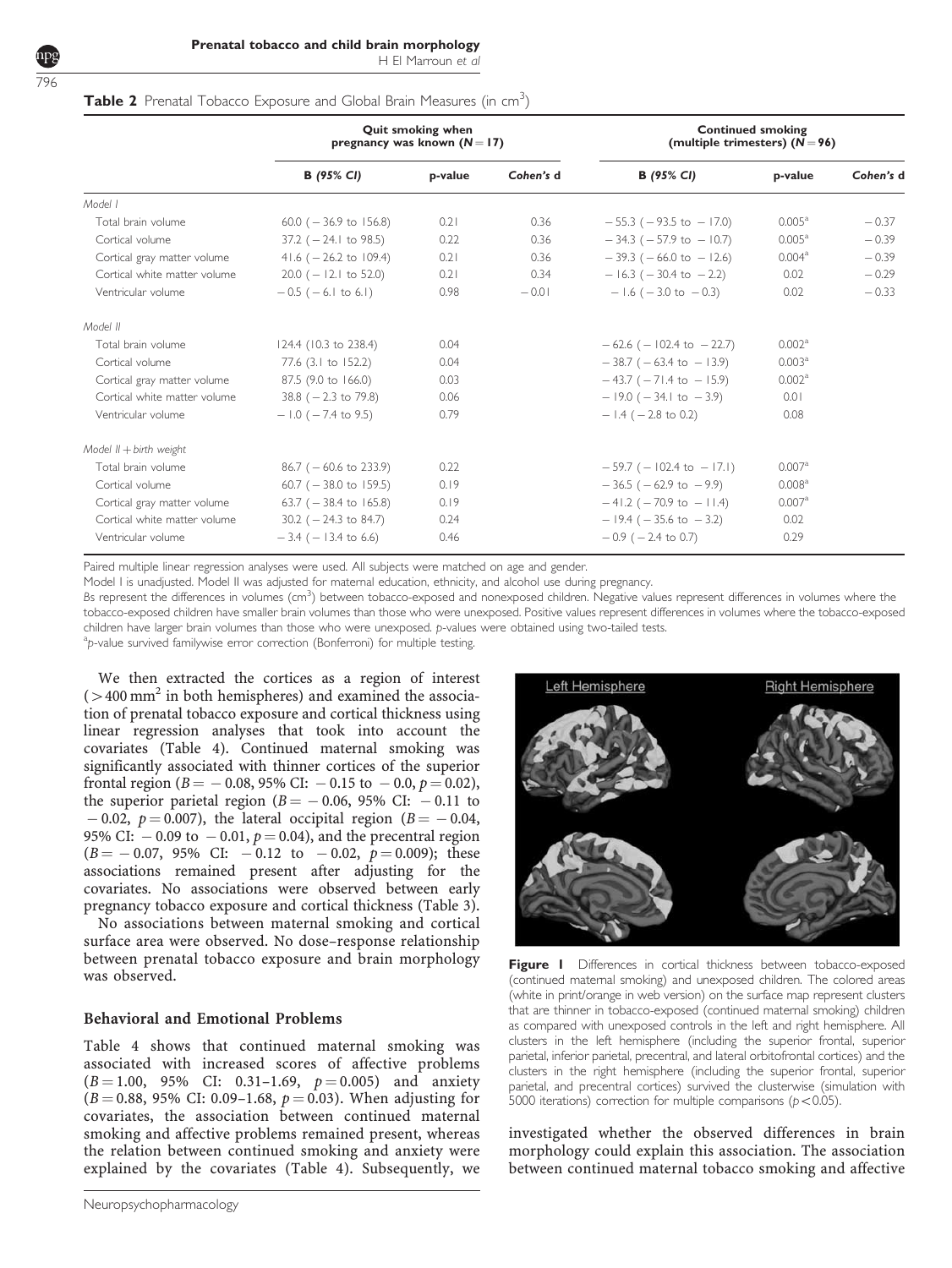**Table 2** Prenatal Tobacco Exposure and Global Brain Measures (in $cm^3$)

| | Quit smoking when pregnancy was known (N = 17) | | | Continued smoking (multiple trimesters) (N = 96) | | |
|---|---|---|---|---|---|---|
| | *B (95% CI)* | p-value | *Cohen's d* | *B (95% CI)* | p-value | *Cohen's d* |
| *Model I* | | | | | | |
| Total brain volume | 60.0 (−36.9 to 156.8) | 0.21 | 0.36 | −55.3 (−93.5 to −17.0) | 0.005[a] | −0.37 |
| Cortical volume | 37.2 (−24.1 to 98.5) | 0.22 | 0.36 | −34.3 (−57.9 to −10.7) | 0.005[a] | −0.39 |
| Cortical gray matter volume | 41.6 (−26.2 to 109.4) | 0.21 | 0.36 | −39.3 (−66.0 to −12.6) | 0.004[a] | −0.39 |
| Cortical white matter volume | 20.0 (−12.1 to 52.0) | 0.21 | 0.34 | −16.3 (−30.4 to −2.2) | 0.02 | −0.29 |
| Ventricular volume | −0.5 (−6.1 to 6.1) | 0.98 | −0.01 | −1.6 (−3.0 to −0.3) | 0.02 | −0.33 |
| *Model II* | | | | | | |
| Total brain volume | 124.4 (10.3 to 238.4) | 0.04 | | −62.6 (−102.4 to −22.7) | 0.002[a] | |
| Cortical volume | 77.6 (3.1 to 152.2) | 0.04 | | −38.7 (−63.4 to −13.9) | 0.003[a] | |
| Cortical gray matter volume | 87.5 (9.0 to 166.0) | 0.03 | | −43.7 (−71.4 to −15.9) | 0.002[a] | |
| Cortical white matter volume | 38.8 (−2.3 to 79.8) | 0.06 | | −19.0 (−34.1 to −3.9) | 0.01 | |
| Ventricular volume | −1.0 (−7.4 to 9.5) | 0.79 | | −1.4 (−2.8 to 0.2) | 0.08 | |
| *Model II + birth weight* | | | | | | |
| Total brain volume | 86.7 (−60.6 to 233.9) | 0.22 | | −59.7 (−102.4 to −17.1) | 0.007[a] | |
| Cortical volume | 60.7 (−38.0 to 159.5) | 0.19 | | −36.5 (−62.9 to −9.9) | 0.008[a] | |
| Cortical gray matter volume | 63.7 (−38.4 to 165.8) | 0.19 | | −41.2 (−70.9 to −11.4) | 0.007[a] | |
| Cortical white matter volume | 30.2 (−24.3 to 84.7) | 0.24 | | −19.4 (−35.6 to −3.2) | 0.02 | |
| Ventricular volume | −3.4 (−13.4 to 6.6) | 0.46 | | −0.9 (−2.4 to 0.7) | 0.29 | |

Paired multiple linear regression analyses were used. All subjects were matched on age and gender.

Model I is unadjusted. Model II was adjusted for maternal education, ethnicity, and alcohol use during pregnancy.

*B*s represent the differences in volumes ($cm^3$) between tobacco-exposed and nonexposed children. Negative values represent differences in volumes where the tobacco-exposed children have smaller brain volumes than those who were unexposed. Positive values represent differences in volumes where the tobacco-exposed children have larger brain volumes than those who were unexposed. *p*-values were obtained using two-tailed tests.

[a] *p*-value survived familywise error correction (Bonferroni) for multiple testing.

We then extracted the cortices as a region of interest ($>400\ mm^2$ in both hemispheres) and examined the association of prenatal tobacco exposure and cortical thickness using linear regression analyses that took into account the covariates (Table 4). Continued maternal smoking was significantly associated with thinner cortices of the superior frontal region ($B = -0.08$, 95% CI: $-0.15$ to $-0.0$, $p = 0.02$), the superior parietal region ($B = -0.06$, 95% CI: $-0.11$ to $-0.02$, $p = 0.007$), the lateral occipital region ($B = -0.04$, 95% CI: $-0.09$ to $-0.01$, $p = 0.04$), and the precentral region ($B = -0.07$, 95% CI: $-0.12$ to $-0.02$, $p = 0.009$); these associations remained present after adjusting for the covariates. No associations were observed between early pregnancy tobacco exposure and cortical thickness (Table 3).

No associations between maternal smoking and cortical surface area were observed. No dose–response relationship between prenatal tobacco exposure and brain morphology was observed.

**Figure 1** Differences in cortical thickness between tobacco-exposed (continued maternal smoking) and unexposed children. The colored areas (white in print/orange in web version) on the surface map represent clusters that are thinner in tobacco-exposed (continued maternal smoking) children as compared with unexposed controls in the left and right hemisphere. All clusters in the left hemisphere (including the superior frontal, superior parietal, inferior parietal, precentral, and lateral orbitofrontal cortices) and the clusters in the right hemisphere (including the superior frontal, superior parietal, and precentral cortices) survived the clusterwise (simulation with 5000 iterations) correction for multiple comparisons ($p<0.05$).

### Behavioral and Emotional Problems

Table 4 shows that continued maternal smoking was associated with increased scores of affective problems ($B = 1.00$, 95% CI: 0.31–1.69, $p = 0.005$) and anxiety ($B = 0.88$, 95% CI: 0.09–1.68, $p = 0.03$). When adjusting for covariates, the association between continued maternal smoking and affective problems remained present, whereas the relation between continued smoking and anxiety were explained by the covariates (Table 4). Subsequently, we investigated whether the observed differences in brain morphology could explain this association. The association between continued maternal tobacco smoking and affective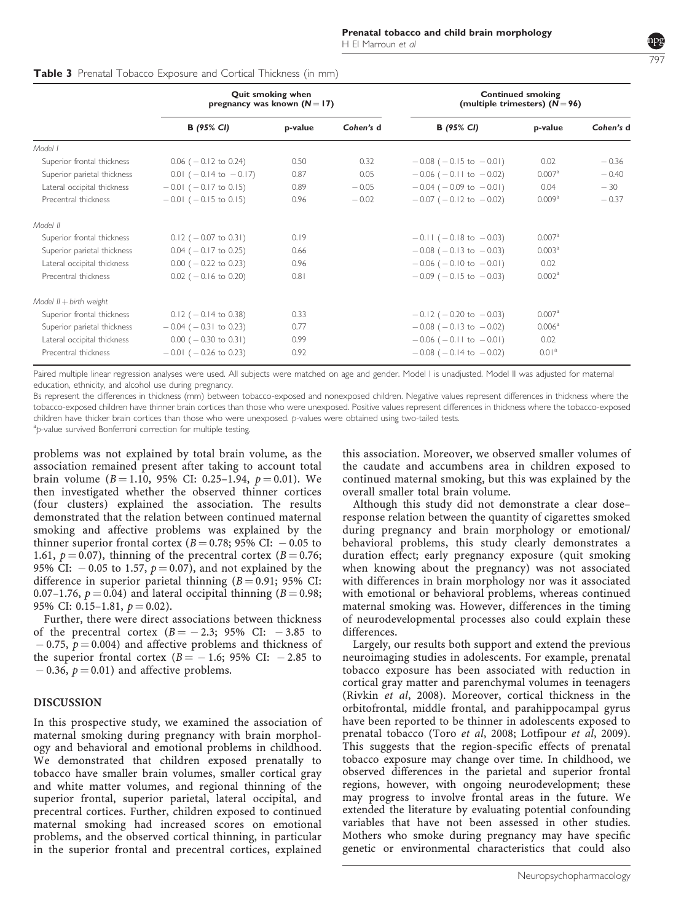**Table 3** Prenatal Tobacco Exposure and Cortical Thickness (in mm)

| | Quit smoking when pregnancy was known (N = 17) | | | Continued smoking (multiple trimesters) (N = 96) | | |
|---|---|---|---|---|---|---|
| | B (95% CI) | p-value | Cohen's d | B (95% CI) | p-value | Cohen's d |
| *Model I* | | | | | | |
| Superior frontal thickness | 0.06 (−0.12 to 0.24) | 0.50 | 0.32 | −0.08 (−0.15 to −0.01) | 0.02 | −0.36 |
| Superior parietal thickness | 0.01 (−0.14 to −0.17) | 0.87 | 0.05 | −0.06 (−0.11 to −0.02) | 0.007[a] | −0.40 |
| Lateral occipital thickness | −0.01 (−0.17 to 0.15) | 0.89 | −0.05 | −0.04 (−0.09 to −0.01) | 0.04 | −30 |
| Precentral thickness | −0.01 (−0.15 to 0.15) | 0.96 | −0.02 | −0.07 (−0.12 to −0.02) | 0.009[a] | −0.37 |
| *Model II* | | | | | | |
| Superior frontal thickness | 0.12 (−0.07 to 0.31) | 0.19 | | −0.11 (−0.18 to −0.03) | 0.007[a] | |
| Superior parietal thickness | 0.04 (−0.17 to 0.25) | 0.66 | | −0.08 (−0.13 to −0.03) | 0.003[a] | |
| Lateral occipital thickness | 0.00 (−0.22 to 0.23) | 0.96 | | −0.06 (−0.10 to −0.01) | 0.02 | |
| Precentral thickness | 0.02 (−0.16 to 0.20) | 0.81 | | −0.09 (−0.15 to −0.03) | 0.002[a] | |
| *Model II + birth weight* | | | | | | |
| Superior frontal thickness | 0.12 (−0.14 to 0.38) | 0.33 | | −0.12 (−0.20 to −0.03) | 0.007[a] | |
| Superior parietal thickness | −0.04 (−0.31 to 0.23) | 0.77 | | −0.08 (−0.13 to −0.02) | 0.006[a] | |
| Lateral occipital thickness | 0.00 (−0.30 to 0.31) | 0.99 | | −0.06 (−0.11 to −0.01) | 0.02 | |
| Precentral thickness | −0.01 (−0.26 to 0.23) | 0.92 | | −0.08 (−0.14 to −0.02) | 0.01[a] | |

Paired multiple linear regression analyses were used. All subjects were matched on age and gender. Model I is unadjusted. Model II was adjusted for maternal education, ethnicity, and alcohol use during pregnancy.

*B*s represent the differences in thickness (mm) between tobacco-exposed and nonexposed children. Negative values represent differences in thickness where the tobacco-exposed children have thinner brain cortices than those who were unexposed. Positive values represent differences in thickness where the tobacco-exposed children have thicker brain cortices than those who were unexposed. *p*-values were obtained using two-tailed tests.

[a]*p*-value survived Bonferroni correction for multiple testing.

problems was not explained by total brain volume, as the association remained present after taking to account total brain volume ($B = 1.10$, 95% CI: 0.25–1.94, $p = 0.01$). We then investigated whether the observed thinner cortices (four clusters) explained the association. The results demonstrated that the relation between continued maternal smoking and affective problems was explained by the thinner superior frontal cortex ($B = 0.78$; 95% CI: $-0.05$ to 1.61, $p = 0.07$), thinning of the precentral cortex ($B = 0.76$; 95% CI: $-0.05$ to 1.57, $p = 0.07$), and not explained by the difference in superior parietal thinning ($B = 0.91$; 95% CI: 0.07–1.76, $p = 0.04$) and lateral occipital thinning ($B = 0.98$; 95% CI: 0.15–1.81, $p = 0.02$).

Further, there were direct associations between thickness of the precentral cortex ($B = -2.3$; 95% CI: $-3.85$ to $-0.75$, $p = 0.004$) and affective problems and thickness of the superior frontal cortex ($B = -1.6$; 95% CI: $-2.85$ to $-0.36$, $p = 0.01$) and affective problems.

## DISCUSSION

In this prospective study, we examined the association of maternal smoking during pregnancy with brain morphology and behavioral and emotional problems in childhood. We demonstrated that children exposed prenatally to tobacco have smaller brain volumes, smaller cortical gray and white matter volumes, and regional thinning of the superior frontal, superior parietal, lateral occipital, and precentral cortices. Further, children exposed to continued maternal smoking had increased scores on emotional problems, and the observed cortical thinning, in particular in the superior frontal and precentral cortices, explained this association. Moreover, we observed smaller volumes of the caudate and accumbens area in children exposed to continued maternal smoking, but this was explained by the overall smaller total brain volume.

Although this study did not demonstrate a clear dose–response relation between the quantity of cigarettes smoked during pregnancy and brain morphology or emotional/behavioral problems, this study clearly demonstrates a duration effect; early pregnancy exposure (quit smoking when knowing about the pregnancy) was not associated with differences in brain morphology nor was it associated with emotional or behavioral problems, whereas continued maternal smoking was. However, differences in the timing of neurodevelopmental processes also could explain these differences.

Largely, our results both support and extend the previous neuroimaging studies in adolescents. For example, prenatal tobacco exposure has been associated with reduction in cortical gray matter and parenchymal volumes in teenagers (Rivkin *et al*, 2008). Moreover, cortical thickness in the orbitofrontal, middle frontal, and parahippocampal gyrus have been reported to be thinner in adolescents exposed to prenatal tobacco (Toro *et al*, 2008; Lotfipour *et al*, 2009). This suggests that the region-specific effects of prenatal tobacco exposure may change over time. In childhood, we observed differences in the parietal and superior frontal regions, however, with ongoing neurodevelopment; these may progress to involve frontal areas in the future. We extended the literature by evaluating potential confounding variables that have not been assessed in other studies. Mothers who smoke during pregnancy may have specific genetic or environmental characteristics that could also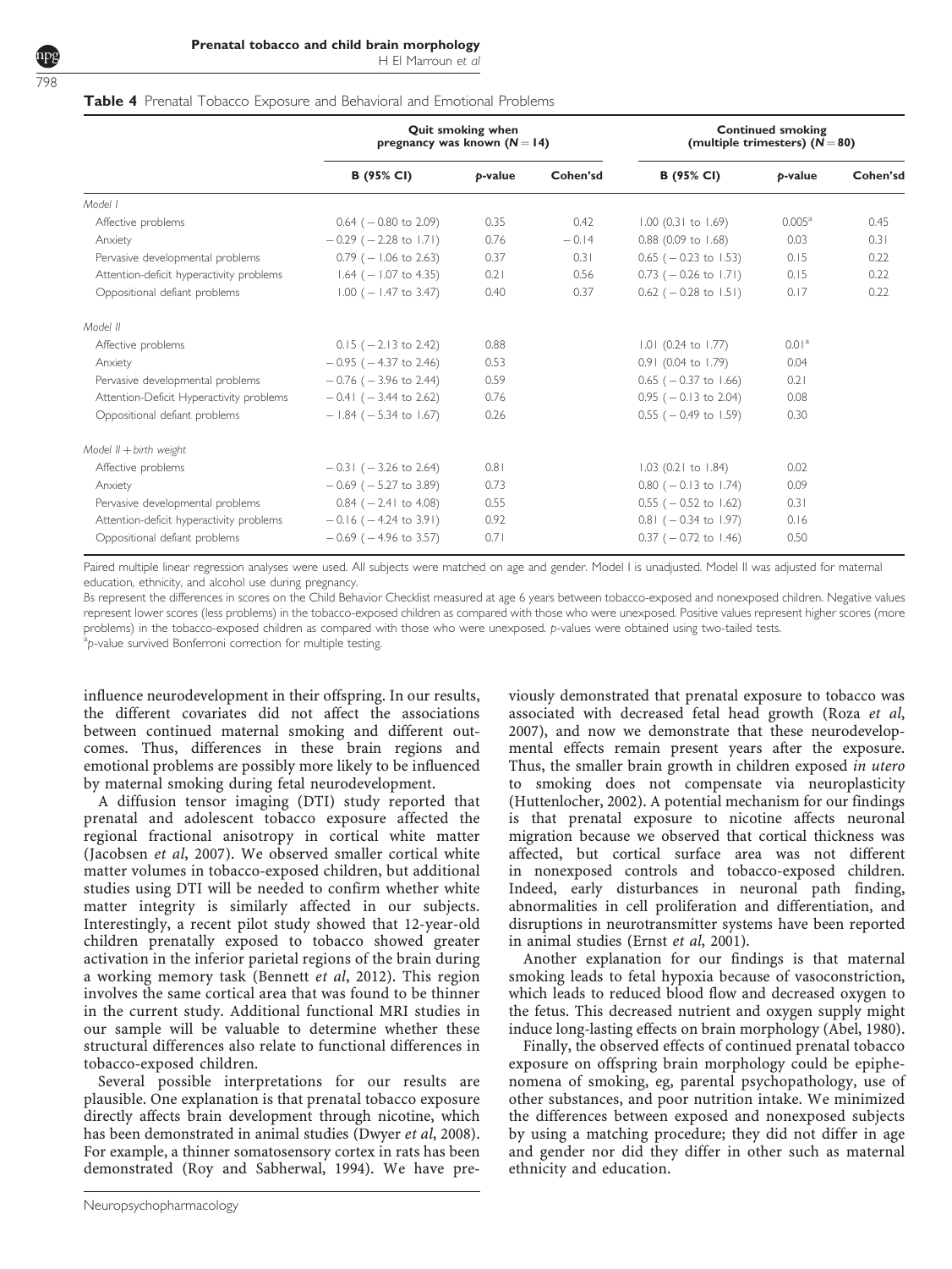**Table 4** Prenatal Tobacco Exposure and Behavioral and Emotional Problems

| | Quit smoking when pregnancy was known ($N = 14$) | | | Continued smoking (multiple trimesters) ($N = 80$) | | |
|---|---|---|---|---|---|---|
| | B (95% CI) | p-value | Cohen'sd | B (95% CI) | p-value | Cohen'sd |
| *Model I* | | | | | | |
| Affective problems | 0.64 (−0.80 to 2.09) | 0.35 | 0.42 | 1.00 (0.31 to 1.69) | 0.005[a] | 0.45 |
| Anxiety | −0.29 (−2.28 to 1.71) | 0.76 | −0.14 | 0.88 (0.09 to 1.68) | 0.03 | 0.31 |
| Pervasive developmental problems | 0.79 (−1.06 to 2.63) | 0.37 | 0.31 | 0.65 (−0.23 to 1.53) | 0.15 | 0.22 |
| Attention-deficit hyperactivity problems | 1.64 (−1.07 to 4.35) | 0.21 | 0.56 | 0.73 (−0.26 to 1.71) | 0.15 | 0.22 |
| Oppositional defiant problems | 1.00 (−1.47 to 3.47) | 0.40 | 0.37 | 0.62 (−0.28 to 1.51) | 0.17 | 0.22 |
| *Model II* | | | | | | |
| Affective problems | 0.15 (−2.13 to 2.42) | 0.88 | | 1.01 (0.24 to 1.77) | 0.01[a] | |
| Anxiety | −0.95 (−4.37 to 2.46) | 0.53 | | 0.91 (0.04 to 1.79) | 0.04 | |
| Pervasive developmental problems | −0.76 (−3.96 to 2.44) | 0.59 | | 0.65 (−0.37 to 1.66) | 0.21 | |
| Attention-Deficit Hyperactivity problems | −0.41 (−3.44 to 2.62) | 0.76 | | 0.95 (−0.13 to 2.04) | 0.08 | |
| Oppositional defiant problems | −1.84 (−5.34 to 1.67) | 0.26 | | 0.55 (−0.49 to 1.59) | 0.30 | |
| *Model II + birth weight* | | | | | | |
| Affective problems | −0.31 (−3.26 to 2.64) | 0.81 | | 1.03 (0.21 to 1.84) | 0.02 | |
| Anxiety | −0.69 (−5.27 to 3.89) | 0.73 | | 0.80 (−0.13 to 1.74) | 0.09 | |
| Pervasive developmental problems | 0.84 (−2.41 to 4.08) | 0.55 | | 0.55 (−0.52 to 1.62) | 0.31 | |
| Attention-deficit hyperactivity problems | −0.16 (−4.24 to 3.91) | 0.92 | | 0.81 (−0.34 to 1.97) | 0.16 | |
| Oppositional defiant problems | −0.69 (−4.96 to 3.57) | 0.71 | | 0.37 (−0.72 to 1.46) | 0.50 | |

Paired multiple linear regression analyses were used. All subjects were matched on age and gender. Model I is unadjusted. Model II was adjusted for maternal education, ethnicity, and alcohol use during pregnancy.

Bs represent the differences in scores on the Child Behavior Checklist measured at age 6 years between tobacco-exposed and nonexposed children. Negative values represent lower scores (less problems) in the tobacco-exposed children as compared with those who were unexposed. Positive values represent higher scores (more problems) in the tobacco-exposed children as compared with those who were unexposed. p-values were obtained using two-tailed tests.

[a]p-value survived Bonferroni correction for multiple testing.

influence neurodevelopment in their offspring. In our results, the different covariates did not affect the associations between continued maternal smoking and different outcomes. Thus, differences in these brain regions and emotional problems are possibly more likely to be influenced by maternal smoking during fetal neurodevelopment.

A diffusion tensor imaging (DTI) study reported that prenatal and adolescent tobacco exposure affected the regional fractional anisotropy in cortical white matter (Jacobsen *et al*, 2007). We observed smaller cortical white matter volumes in tobacco-exposed children, but additional studies using DTI will be needed to confirm whether white matter integrity is similarly affected in our subjects. Interestingly, a recent pilot study showed that 12-year-old children prenatally exposed to tobacco showed greater activation in the inferior parietal regions of the brain during a working memory task (Bennett *et al*, 2012). This region involves the same cortical area that was found to be thinner in the current study. Additional functional MRI studies in our sample will be valuable to determine whether these structural differences also relate to functional differences in tobacco-exposed children.

Several possible interpretations for our results are plausible. One explanation is that prenatal tobacco exposure directly affects brain development through nicotine, which has been demonstrated in animal studies (Dwyer *et al*, 2008). For example, a thinner somatosensory cortex in rats has been demonstrated (Roy and Sabherwal, 1994). We have previously demonstrated that prenatal exposure to tobacco was associated with decreased fetal head growth (Roza *et al*, 2007), and now we demonstrate that these neurodevelopmental effects remain present years after the exposure. Thus, the smaller brain growth in children exposed *in utero* to smoking does not compensate via neuroplasticity (Huttenlocher, 2002). A potential mechanism for our findings is that prenatal exposure to nicotine affects neuronal migration because we observed that cortical thickness was affected, but cortical surface area was not different in nonexposed controls and tobacco-exposed children. Indeed, early disturbances in neuronal path finding, abnormalities in cell proliferation and differentiation, and disruptions in neurotransmitter systems have been reported in animal studies (Ernst *et al*, 2001).

Another explanation for our findings is that maternal smoking leads to fetal hypoxia because of vasoconstriction, which leads to reduced blood flow and decreased oxygen to the fetus. This decreased nutrient and oxygen supply might induce long-lasting effects on brain morphology (Abel, 1980).

Finally, the observed effects of continued prenatal tobacco exposure on offspring brain morphology could be epiphenomena of smoking, eg, parental psychopathology, use of other substances, and poor nutrition intake. We minimized the differences between exposed and nonexposed subjects by using a matching procedure; they did not differ in age and gender nor did they differ in other such as maternal ethnicity and education.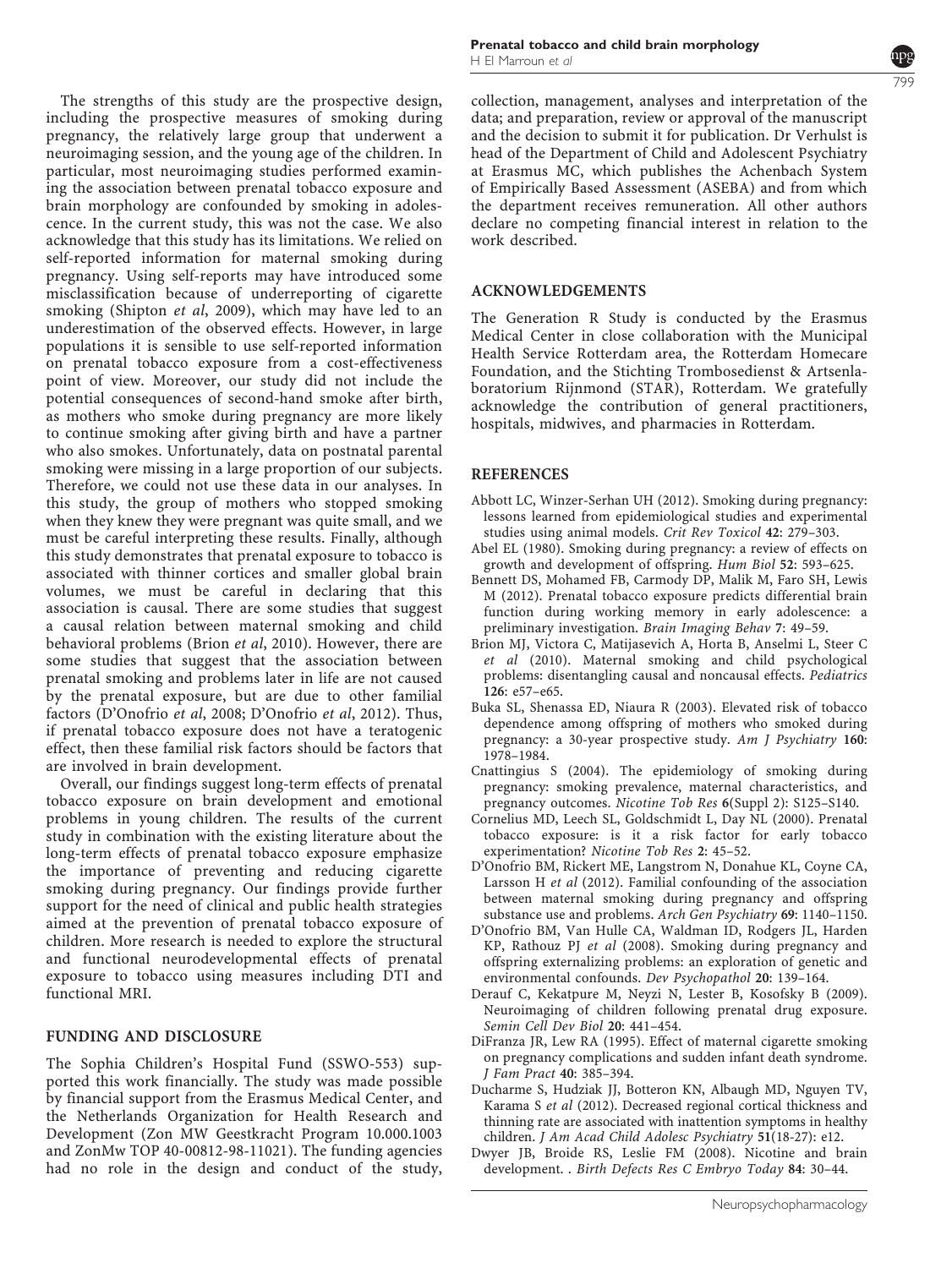The strengths of this study are the prospective design, including the prospective measures of smoking during pregnancy, the relatively large group that underwent a neuroimaging session, and the young age of the children. In particular, most neuroimaging studies performed examining the association between prenatal tobacco exposure and brain morphology are confounded by smoking in adolescence. In the current study, this was not the case. We also acknowledge that this study has its limitations. We relied on self-reported information for maternal smoking during pregnancy. Using self-reports may have introduced some misclassification because of underreporting of cigarette smoking (Shipton *et al*, 2009), which may have led to an underestimation of the observed effects. However, in large populations it is sensible to use self-reported information on prenatal tobacco exposure from a cost-effectiveness point of view. Moreover, our study did not include the potential consequences of second-hand smoke after birth, as mothers who smoke during pregnancy are more likely to continue smoking after giving birth and have a partner who also smokes. Unfortunately, data on postnatal parental smoking were missing in a large proportion of our subjects. Therefore, we could not use these data in our analyses. In this study, the group of mothers who stopped smoking when they knew they were pregnant was quite small, and we must be careful interpreting these results. Finally, although this study demonstrates that prenatal exposure to tobacco is associated with thinner cortices and smaller global brain volumes, we must be careful in declaring that this association is causal. There are some studies that suggest a causal relation between maternal smoking and child behavioral problems (Brion *et al*, 2010). However, there are some studies that suggest that the association between prenatal smoking and problems later in life are not caused by the prenatal exposure, but are due to other familial factors (D'Onofrio *et al*, 2008; D'Onofrio *et al*, 2012). Thus, if prenatal tobacco exposure does not have a teratogenic effect, then these familial risk factors should be factors that are involved in brain development.

Overall, our findings suggest long-term effects of prenatal tobacco exposure on brain development and emotional problems in young children. The results of the current study in combination with the existing literature about the long-term effects of prenatal tobacco exposure emphasize the importance of preventing and reducing cigarette smoking during pregnancy. Our findings provide further support for the need of clinical and public health strategies aimed at the prevention of prenatal tobacco exposure of children. More research is needed to explore the structural and functional neurodevelopmental effects of prenatal exposure to tobacco using measures including DTI and functional MRI.

## FUNDING AND DISCLOSURE

The Sophia Children's Hospital Fund (SSWO-553) supported this work financially. The study was made possible by financial support from the Erasmus Medical Center, and the Netherlands Organization for Health Research and Development (Zon MW Geestkracht Program 10.000.1003 and ZonMw TOP 40-00812-98-11021). The funding agencies had no role in the design and conduct of the study, collection, management, analyses and interpretation of the data; and preparation, review or approval of the manuscript and the decision to submit it for publication. Dr Verhulst is head of the Department of Child and Adolescent Psychiatry at Erasmus MC, which publishes the Achenbach System of Empirically Based Assessment (ASEBA) and from which the department receives remuneration. All other authors declare no competing financial interest in relation to the work described.

## ACKNOWLEDGEMENTS

The Generation R Study is conducted by the Erasmus Medical Center in close collaboration with the Municipal Health Service Rotterdam area, the Rotterdam Homecare Foundation, and the Stichting Trombosedienst & Artsenlaboratorium Rijnmond (STAR), Rotterdam. We gratefully acknowledge the contribution of general practitioners, hospitals, midwives, and pharmacies in Rotterdam.

## REFERENCES

Abbott LC, Winzer-Serhan UH (2012). Smoking during pregnancy: lessons learned from epidemiological studies and experimental studies using animal models. *Crit Rev Toxicol* **42**: 279–303.

Abel EL (1980). Smoking during pregnancy: a review of effects on growth and development of offspring. *Hum Biol* **52**: 593–625.

Bennett DS, Mohamed FB, Carmody DP, Malik M, Faro SH, Lewis M (2012). Prenatal tobacco exposure predicts differential brain function during working memory in early adolescence: a preliminary investigation. *Brain Imaging Behav* **7**: 49–59.

Brion MJ, Victora C, Matijasevich A, Horta B, Anselmi L, Steer C *et al* (2010). Maternal smoking and child psychological problems: disentangling causal and noncausal effects. *Pediatrics* **126**: e57–e65.

Buka SL, Shenassa ED, Niaura R (2003). Elevated risk of tobacco dependence among offspring of mothers who smoked during pregnancy: a 30-year prospective study. *Am J Psychiatry* **160**: 1978–1984.

Cnattingius S (2004). The epidemiology of smoking during pregnancy: smoking prevalence, maternal characteristics, and pregnancy outcomes. *Nicotine Tob Res* **6**(Suppl 2): S125–S140.

Cornelius MD, Leech SL, Goldschmidt L, Day NL (2000). Prenatal tobacco exposure: is it a risk factor for early tobacco experimentation? *Nicotine Tob Res* **2**: 45–52.

D'Onofrio BM, Rickert ME, Langstrom N, Donahue KL, Coyne CA, Larsson H *et al* (2012). Familial confounding of the association between maternal smoking during pregnancy and offspring substance use and problems. *Arch Gen Psychiatry* **69**: 1140–1150.

D'Onofrio BM, Van Hulle CA, Waldman ID, Rodgers JL, Harden KP, Rathouz PJ *et al* (2008). Smoking during pregnancy and offspring externalizing problems: an exploration of genetic and environmental confounds. *Dev Psychopathol* **20**: 139–164.

Derauf C, Kekatpure M, Neyzi N, Lester B, Kosofsky B (2009). Neuroimaging of children following prenatal drug exposure. *Semin Cell Dev Biol* **20**: 441–454.

DiFranza JR, Lew RA (1995). Effect of maternal cigarette smoking on pregnancy complications and sudden infant death syndrome. *J Fam Pract* **40**: 385–394.

Ducharme S, Hudziak JJ, Botteron KN, Albaugh MD, Nguyen TV, Karama S *et al* (2012). Decreased regional cortical thickness and thinning rate are associated with inattention symptoms in healthy children. *J Am Acad Child Adolesc Psychiatry* **51**(18-27): e12.

Dwyer JB, Broide RS, Leslie FM (2008). Nicotine and brain development. . *Birth Defects Res C Embryo Today* **84**: 30–44.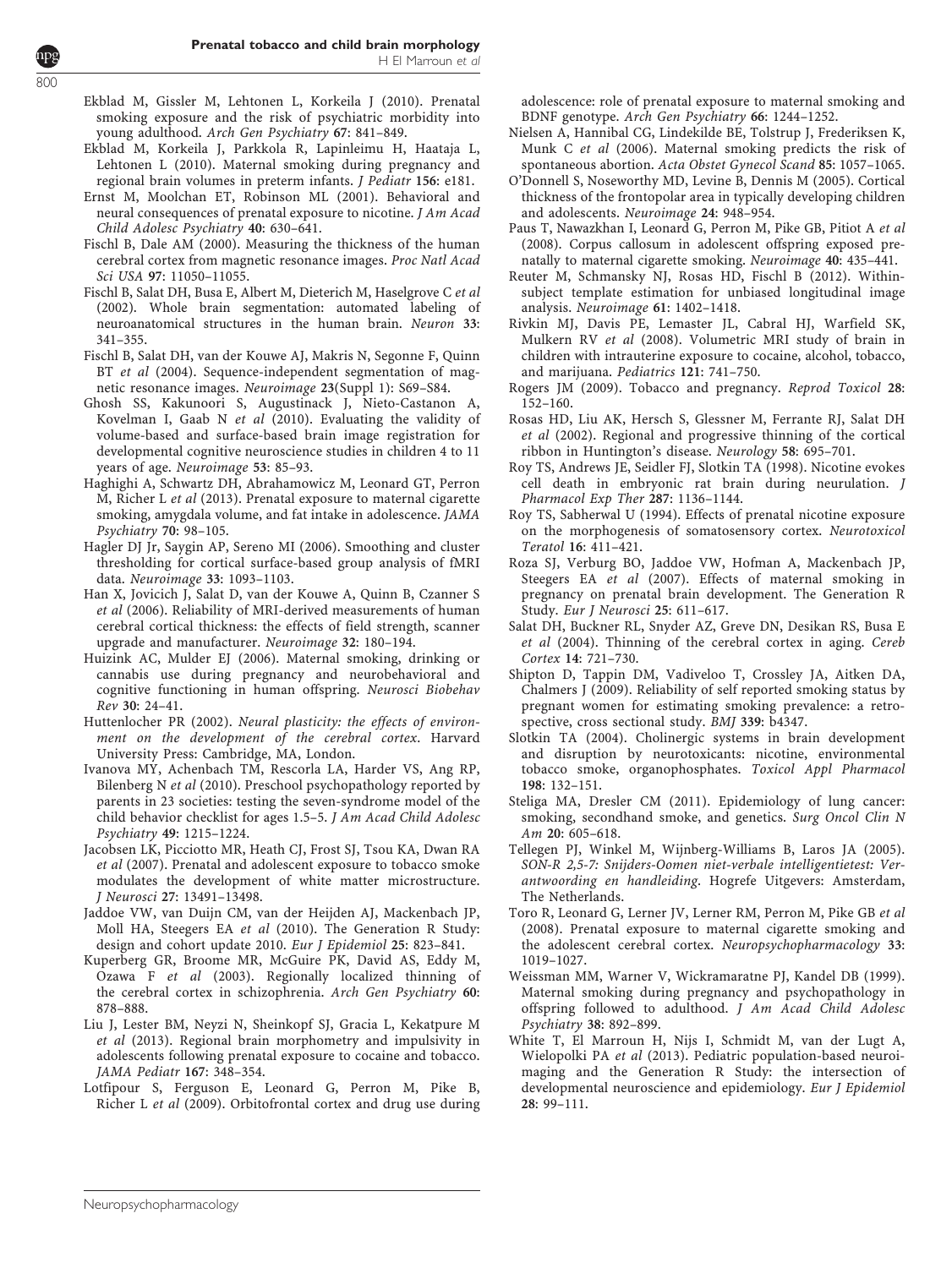Ekblad M, Gissler M, Lehtonen L, Korkeila J (2010). Prenatal smoking exposure and the risk of psychiatric morbidity into young adulthood. *Arch Gen Psychiatry* **67**: 841–849.

Ekblad M, Korkeila J, Parkkola R, Lapinleimu H, Haataja L, Lehtonen L (2010). Maternal smoking during pregnancy and regional brain volumes in preterm infants. *J Pediatr* **156**: e181.

Ernst M, Moolchan ET, Robinson ML (2001). Behavioral and neural consequences of prenatal exposure to nicotine. *J Am Acad Child Adolesc Psychiatry* **40**: 630–641.

Fischl B, Dale AM (2000). Measuring the thickness of the human cerebral cortex from magnetic resonance images. *Proc Natl Acad Sci USA* **97**: 11050–11055.

Fischl B, Salat DH, Busa E, Albert M, Dieterich M, Haselgrove C *et al* (2002). Whole brain segmentation: automated labeling of neuroanatomical structures in the human brain. *Neuron* **33**: 341–355.

Fischl B, Salat DH, van der Kouwe AJ, Makris N, Segonne F, Quinn BT *et al* (2004). Sequence-independent segmentation of magnetic resonance images. *Neuroimage* **23**(Suppl 1): S69–S84.

Ghosh SS, Kakunoori S, Augustinack J, Nieto-Castanon A, Kovelman I, Gaab N *et al* (2010). Evaluating the validity of volume-based and surface-based brain image registration for developmental cognitive neuroscience studies in children 4 to 11 years of age. *Neuroimage* **53**: 85–93.

Haghighi A, Schwartz DH, Abrahamowicz M, Leonard GT, Perron M, Richer L *et al* (2013). Prenatal exposure to maternal cigarette smoking, amygdala volume, and fat intake in adolescence. *JAMA Psychiatry* **70**: 98–105.

Hagler DJ Jr, Saygin AP, Sereno MI (2006). Smoothing and cluster thresholding for cortical surface-based group analysis of fMRI data. *Neuroimage* **33**: 1093–1103.

Han X, Jovicich J, Salat D, van der Kouwe A, Quinn B, Czanner S *et al* (2006). Reliability of MRI-derived measurements of human cerebral cortical thickness: the effects of field strength, scanner upgrade and manufacturer. *Neuroimage* **32**: 180–194.

Huizink AC, Mulder EJ (2006). Maternal smoking, drinking or cannabis use during pregnancy and neurobehavioral and cognitive functioning in human offspring. *Neurosci Biobehav Rev* **30**: 24–41.

Huttenlocher PR (2002). *Neural plasticity: the effects of environment on the development of the cerebral cortex*. Harvard University Press: Cambridge, MA, London.

Ivanova MY, Achenbach TM, Rescorla LA, Harder VS, Ang RP, Bilenberg N *et al* (2010). Preschool psychopathology reported by parents in 23 societies: testing the seven-syndrome model of the child behavior checklist for ages 1.5–5. *J Am Acad Child Adolesc Psychiatry* **49**: 1215–1224.

Jacobsen LK, Picciotto MR, Heath CJ, Frost SJ, Tsou KA, Dwan RA *et al* (2007). Prenatal and adolescent exposure to tobacco smoke modulates the development of white matter microstructure. *J Neurosci* **27**: 13491–13498.

Jaddoe VW, van Duijn CM, van der Heijden AJ, Mackenbach JP, Moll HA, Steegers EA *et al* (2010). The Generation R Study: design and cohort update 2010. *Eur J Epidemiol* **25**: 823–841.

Kuperberg GR, Broome MR, McGuire PK, David AS, Eddy M, Ozawa F *et al* (2003). Regionally localized thinning of the cerebral cortex in schizophrenia. *Arch Gen Psychiatry* **60**: 878–888.

Liu J, Lester BM, Neyzi N, Sheinkopf SJ, Gracia L, Kekatpure M *et al* (2013). Regional brain morphometry and impulsivity in adolescents following prenatal exposure to cocaine and tobacco. *JAMA Pediatr* **167**: 348–354.

Lotfipour S, Ferguson E, Leonard G, Perron M, Pike B, Richer L *et al* (2009). Orbitofrontal cortex and drug use during adolescence: role of prenatal exposure to maternal smoking and BDNF genotype. *Arch Gen Psychiatry* **66**: 1244–1252.

Nielsen A, Hannibal CG, Lindekilde BE, Tolstrup J, Frederiksen K, Munk C *et al* (2006). Maternal smoking predicts the risk of spontaneous abortion. *Acta Obstet Gynecol Scand* **85**: 1057–1065.

O'Donnell S, Noseworthy MD, Levine B, Dennis M (2005). Cortical thickness of the frontopolar area in typically developing children and adolescents. *Neuroimage* **24**: 948–954.

Paus T, Nawazkhan I, Leonard G, Perron M, Pike GB, Pitiot A *et al* (2008). Corpus callosum in adolescent offspring exposed prenatally to maternal cigarette smoking. *Neuroimage* **40**: 435–441.

Reuter M, Schmansky NJ, Rosas HD, Fischl B (2012). Within-subject template estimation for unbiased longitudinal image analysis. *Neuroimage* **61**: 1402–1418.

Rivkin MJ, Davis PE, Lemaster JL, Cabral HJ, Warfield SK, Mulkern RV *et al* (2008). Volumetric MRI study of brain in children with intrauterine exposure to cocaine, alcohol, tobacco, and marijuana. *Pediatrics* **121**: 741–750.

Rogers JM (2009). Tobacco and pregnancy. *Reprod Toxicol* **28**: 152–160.

Rosas HD, Liu AK, Hersch S, Glessner M, Ferrante RJ, Salat DH *et al* (2002). Regional and progressive thinning of the cortical ribbon in Huntington's disease. *Neurology* **58**: 695–701.

Roy TS, Andrews JE, Seidler FJ, Slotkin TA (1998). Nicotine evokes cell death in embryonic rat brain during neurulation. *J Pharmacol Exp Ther* **287**: 1136–1144.

Roy TS, Sabherwal U (1994). Effects of prenatal nicotine exposure on the morphogenesis of somatosensory cortex. *Neurotoxicol Teratol* **16**: 411–421.

Roza SJ, Verburg BO, Jaddoe VW, Hofman A, Mackenbach JP, Steegers EA *et al* (2007). Effects of maternal smoking in pregnancy on prenatal brain development. The Generation R Study. *Eur J Neurosci* **25**: 611–617.

Salat DH, Buckner RL, Snyder AZ, Greve DN, Desikan RS, Busa E *et al* (2004). Thinning of the cerebral cortex in aging. *Cereb Cortex* **14**: 721–730.

Shipton D, Tappin DM, Vadiveloo T, Crossley JA, Aitken DA, Chalmers J (2009). Reliability of self reported smoking status by pregnant women for estimating smoking prevalence: a retrospective, cross sectional study. *BMJ* **339**: b4347.

Slotkin TA (2004). Cholinergic systems in brain development and disruption by neurotoxicants: nicotine, environmental tobacco smoke, organophosphates. *Toxicol Appl Pharmacol* **198**: 132–151.

Steliga MA, Dresler CM (2011). Epidemiology of lung cancer: smoking, secondhand smoke, and genetics. *Surg Oncol Clin N Am* **20**: 605–618.

Tellegen PJ, Winkel M, Wijnberg-Williams B, Laros JA (2005). *SON-R 2,5-7: Snijders-Oomen niet-verbale intelligentietest: Verantwoording en handleiding*. Hogrefe Uitgevers: Amsterdam, The Netherlands.

Toro R, Leonard G, Lerner JV, Lerner RM, Perron M, Pike GB *et al* (2008). Prenatal exposure to maternal cigarette smoking and the adolescent cerebral cortex. *Neuropsychopharmacology* **33**: 1019–1027.

Weissman MM, Warner V, Wickramaratne PJ, Kandel DB (1999). Maternal smoking during pregnancy and psychopathology in offspring followed to adulthood. *J Am Acad Child Adolesc Psychiatry* **38**: 892–899.

White T, El Marroun H, Nijs I, Schmidt M, van der Lugt A, Wielopolki PA *et al* (2013). Pediatric population-based neuroimaging and the Generation R Study: the intersection of developmental neuroscience and epidemiology. *Eur J Epidemiol* **28**: 99–111.